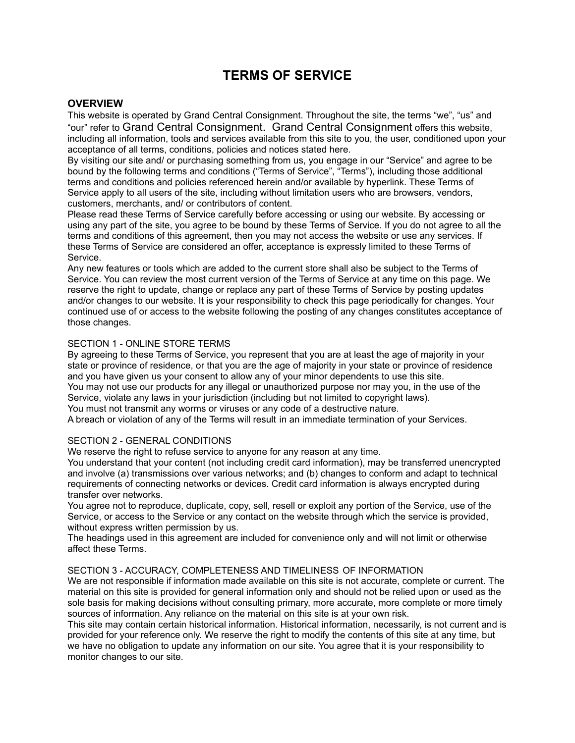# TERMS OF SERVICE

## OVERVIEW

This website is operated by Grand Central Consignment. Throughout the site, the terms "we", "us" and "our" refer to Grand Central Consignment. Grand Central Consignment offers this website, including all information, tools and services available from this site to you, the user, conditioned upon your acceptance of all terms, conditions, policies and notices stated here.

By visiting our site and/ or purchasing something from us, you engage in our "Service" and agree to be bound by the following terms and conditions ("Terms of Service", "Terms"), including those additional terms and conditions and policies referenced herein and/or available by hyperlink. These Terms of Service apply to all users of the site, including without limitation users who are browsers, vendors, customers, merchants, and/ or contributors of content.

Please read these Terms of Service carefully before accessing or using our website. By accessing or using any part of the site, you agree to be bound by these Terms of Service. If you do not agree to all the terms and conditions of this agreement, then you may not access the website or use any services. If these Terms of Service are considered an offer, acceptance is expressly limited to these Terms of Service.

Any new features or tools which are added to the current store shall also be subject to the Terms of Service. You can review the most current version of the Terms of Service at any time on this page. We reserve the right to update, change or replace any part of these Terms of Service by posting updates and/or changes to our website. It is your responsibility to check this page periodically for changes. Your continued use of or access to the website following the posting of any changes constitutes acceptance of those changes.

SECTION 1 - ONLINE STORE TERMS

By agreeing to these Terms of Service, you represent that you are at least the age of majority in your state or province of residence, or that you are the age of majority in your state or province of residence and you have given us your consent to allow any of your minor dependents to use this site.

You may not use our products for any illegal or unauthorized purpose nor may you, in the use of the Service, violate any laws in your jurisdiction (including but not limited to copyright laws).

You must not transmit any worms or viruses or any code of a destructive nature.

A breach or violation of any of the Terms will result in an immediate termination of your Services.

SECTION 2 - GENERAL CONDITIONS

We reserve the right to refuse service to anyone for any reason at any time.

You understand that your content (not including credit card information), may be transferred unencrypted and involve (a) transmissions over various networks; and (b) changes to conform and adapt to technical requirements of connecting networks or devices. Credit card information is always encrypted during transfer over networks.

You agree not to reproduce, duplicate, copy, sell, resell or exploit any portion of the Service, use of the Service, or access to the Service or any contact on the website through which the service is provided, without express written permission by us.

The headings used in this agreement are included for convenience only and will not limit or otherwise affect these Terms.

SECTION 3 - ACCURACY, COMPLETENESS AND TIMELINESS OF INFORMATION

We are not responsible if information made available on this site is not accurate, complete or current. The material on this site is provided for general information only and should not be relied upon or used as the sole basis for making decisions without consulting primary, more accurate, more complete or more timely sources of information. Any reliance on the material on this site is at your own risk.

This site may contain certain historical information. Historical information, necessarily, is not current and is provided for your reference only. We reserve the right to modify the contents of this site at any time, but we have no obligation to update any information on our site. You agree that it is your responsibility to monitor changes to our site.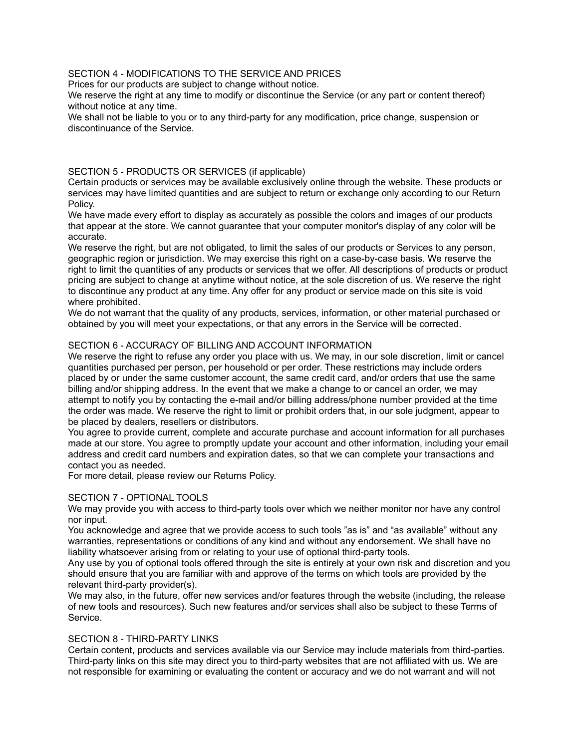## SECTION 4 - MODIFICATIONS TO THE SERVICE AND PRICES

Prices for our products are subject to change without notice.

We reserve the right at any time to modify or discontinue the Service (or any part or content thereof) without notice at any time.

We shall not be liable to you or to any third-party for any modification, price change, suspension or discontinuance of the Service.

## SECTION 5 - PRODUCTS OR SERVICES (if applicable)

Certain products or services may be available exclusively online through the website. These products or services may have limited quantities and are subject to return or exchange only according to our Return Policy.

We have made every effort to display as accurately as possible the colors and images of our products that appear at the store. We cannot guarantee that your computer monitor's display of any color will be accurate.

We reserve the right, but are not obligated, to limit the sales of our products or Services to any person, geographic region or jurisdiction. We may exercise this right on a case-by-case basis. We reserve the right to limit the quantities of any products or services that we offer. All descriptions of products or product pricing are subject to change at anytime without notice, at the sole discretion of us. We reserve the right to discontinue any product at any time. Any offer for any product or service made on this site is void where prohibited.

We do not warrant that the quality of any products, services, information, or other material purchased or obtained by you will meet your expectations, or that any errors in the Service will be corrected.

## SECTION 6 - ACCURACY OF BILLING AND ACCOUNT INFORMATION

We reserve the right to refuse any order you place with us. We may, in our sole discretion, limit or cancel quantities purchased per person, per household or per order. These restrictions may include orders placed by or under the same customer account, the same credit card, and/or orders that use the same billing and/or shipping address. In the event that we make a change to or cancel an order, we may attempt to notify you by contacting the e-mail and/or billing address/phone number provided at the time the order was made. We reserve the right to limit or prohibit orders that, in our sole judgment, appear to be placed by dealers, resellers or distributors.

You agree to provide current, complete and accurate purchase and account information for all purchases made at our store. You agree to promptly update your account and other information, including your email address and credit card numbers and expiration dates, so that we can complete your transactions and contact you as needed.

For more detail, please review our Returns Policy.

## SECTION 7 - OPTIONAL TOOLS

We may provide you with access to third-party tools over which we neither monitor nor have any control nor input.

You acknowledge and agree that we provide access to such tools ”as is” and “as available” without any warranties, representations or conditions of any kind and without any endorsement. We shall have no liability whatsoever arising from or relating to your use of optional third-party tools.

Any use by you of optional tools offered through the site is entirely at your own risk and discretion and you should ensure that you are familiar with and approve of the terms on which tools are provided by the relevant third-party provider(s).

We may also, in the future, offer new services and/or features through the website (including, the release of new tools and resources). Such new features and/or services shall also be subject to these Terms of Service.

## SECTION 8 - THIRD-PARTY LINKS

Certain content, products and services available via our Service may include materials from third-parties. Third-party links on this site may direct you to third-party websites that are not affiliated with us. We are not responsible for examining or evaluating the content or accuracy and we do not warrant and will not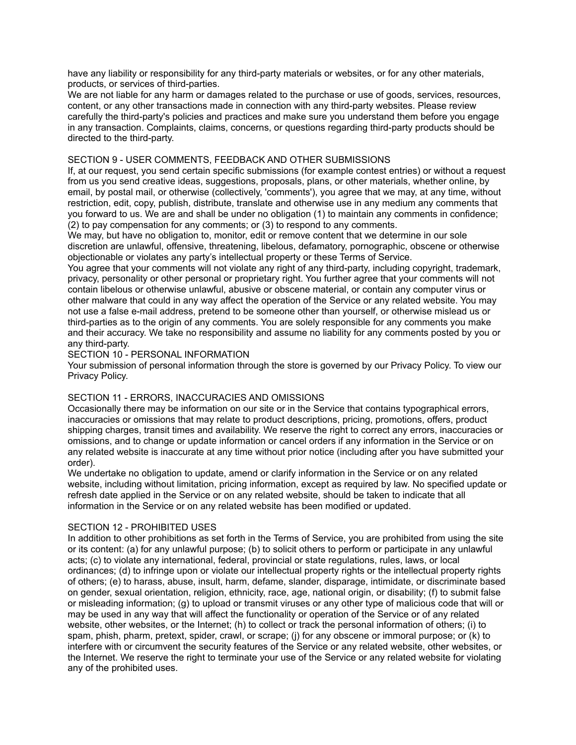have any liability or responsibility for any third-party materials or websites, or for any other materials, products, or services of third-parties.

We are not liable for any harm or damages related to the purchase or use of goods, services, resources, content, or any other transactions made in connection with any third-party websites. Please review carefully the third-party's policies and practices and make sure you understand them before you engage in any transaction. Complaints, claims, concerns, or questions regarding third-party products should be directed to the third-party.

## SECTION 9 - USER COMMENTS, FEEDBACK AND OTHER SUBMISSIONS

If, at our request, you send certain specific submissions (for example contest entries) or without a request from us you send creative ideas, suggestions, proposals, plans, or other materials, whether online, by email, by postal mail, or otherwise (collectively, 'comments'), you agree that we may, at any time, without restriction, edit, copy, publish, distribute, translate and otherwise use in any medium any comments that you forward to us. We are and shall be under no obligation (1) to maintain any comments in confidence; (2) to pay compensation for any comments; or (3) to respond to any comments.

We may, but have no obligation to, monitor, edit or remove content that we determine in our sole discretion are unlawful, offensive, threatening, libelous, defamatory, pornographic, obscene or otherwise objectionable or violates any party's intellectual property or these Terms of Service.

You agree that your comments will not violate any right of any third-party, including copyright, trademark, privacy, personality or other personal or proprietary right. You further agree that your comments will not contain libelous or otherwise unlawful, abusive or obscene material, or contain any computer virus or other malware that could in any way affect the operation of the Service or any related website. You may not use a false e-mail address, pretend to be someone other than yourself, or otherwise mislead us or third-parties as to the origin of any comments. You are solely responsible for any comments you make and their accuracy. We take no responsibility and assume no liability for any comments posted by you or any third-party.

## SECTION 10 - PERSONAL INFORMATION

Your submission of personal information through the store is governed by our Privacy Policy. To view our Privacy Policy.

## SECTION 11 - ERRORS, INACCURACIES AND OMISSIONS

Occasionally there may be information on our site or in the Service that contains typographical errors, inaccuracies or omissions that may relate to product descriptions, pricing, promotions, offers, product shipping charges, transit times and availability. We reserve the right to correct any errors, inaccuracies or omissions, and to change or update information or cancel orders if any information in the Service or on any related website is inaccurate at any time without prior notice (including after you have submitted your order).

We undertake no obligation to update, amend or clarify information in the Service or on any related website, including without limitation, pricing information, except as required by law. No specified update or refresh date applied in the Service or on any related website, should be taken to indicate that all information in the Service or on any related website has been modified or updated.

## SECTION 12 - PROHIBITED USES

In addition to other prohibitions as set forth in the Terms of Service, you are prohibited from using the site or its content: (a) for any unlawful purpose; (b) to solicit others to perform or participate in any unlawful acts; (c) to violate any international, federal, provincial or state regulations, rules, laws, or local ordinances; (d) to infringe upon or violate our intellectual property rights or the intellectual property rights of others; (e) to harass, abuse, insult, harm, defame, slander, disparage, intimidate, or discriminate based on gender, sexual orientation, religion, ethnicity, race, age, national origin, or disability; (f) to submit false or misleading information; (g) to upload or transmit viruses or any other type of malicious code that will or may be used in any way that will affect the functionality or operation of the Service or of any related website, other websites, or the Internet; (h) to collect or track the personal information of others; (i) to spam, phish, pharm, pretext, spider, crawl, or scrape; (j) for any obscene or immoral purpose; or (k) to interfere with or circumvent the security features of the Service or any related website, other websites, or the Internet. We reserve the right to terminate your use of the Service or any related website for violating any of the prohibited uses.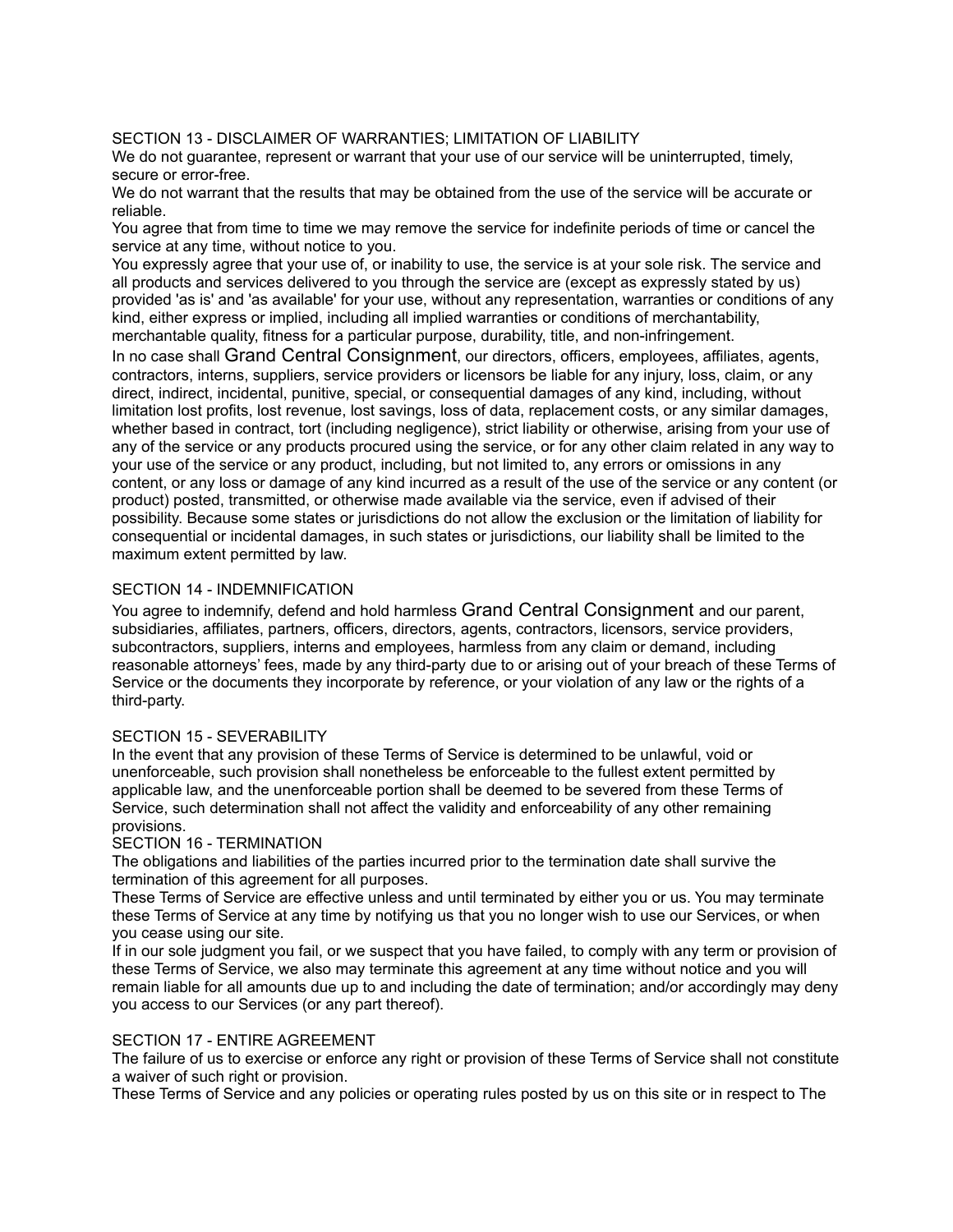SECTION 13 - DISCLAIMER OF WARRANTIES; LIMITATION OF LIABILITY

We do not guarantee, represent or warrant that your use of our service will be uninterrupted, timely, secure or error-free.

We do not warrant that the results that may be obtained from the use of the service will be accurate or reliable.

You agree that from time to time we may remove the service for indefinite periods of time or cancel the service at any time, without notice to you.

You expressly agree that your use of, or inability to use, the service is at your sole risk. The service and all products and services delivered to you through the service are (except as expressly stated by us) provided 'as is' and 'as available' for your use, without any representation, warranties or conditions of any kind, either express or implied, including all implied warranties or conditions of merchantability, merchantable quality, fitness for a particular purpose, durability, title, and non-infringement.

In no case shall Grand Central Consignment, our directors, officers, employees, affiliates, agents, contractors, interns, suppliers, service providers or licensors be liable for any injury, loss, claim, or any direct, indirect, incidental, punitive, special, or consequential damages of any kind, including, without limitation lost profits, lost revenue, lost savings, loss of data, replacement costs, or any similar damages, whether based in contract, tort (including negligence), strict liability or otherwise, arising from your use of any of the service or any products procured using the service, or for any other claim related in any way to your use of the service or any product, including, but not limited to, any errors or omissions in any content, or any loss or damage of any kind incurred as a result of the use of the service or any content (or product) posted, transmitted, or otherwise made available via the service, even if advised of their possibility. Because some states or jurisdictions do not allow the exclusion or the limitation of liability for consequential or incidental damages, in such states or jurisdictions, our liability shall be limited to the maximum extent permitted by law.

SECTION 14 - INDEMNIFICATION

You agree to indemnify, defend and hold harmless Grand Central Consignment and our parent, subsidiaries, affiliates, partners, officers, directors, agents, contractors, licensors, service providers, subcontractors, suppliers, interns and employees, harmless from any claim or demand, including reasonable attorneys' fees, made by any third-party due to or arising out of your breach of these Terms of Service or the documents they incorporate by reference, or your violation of any law or the rights of a third-party.

SECTION 15 - SEVERABILITY

In the event that any provision of these Terms of Service is determined to be unlawful, void or unenforceable, such provision shall nonetheless be enforceable to the fullest extent permitted by applicable law, and the unenforceable portion shall be deemed to be severed from these Terms of Service, such determination shall not affect the validity and enforceability of any other remaining provisions.

SECTION 16 - TERMINATION

The obligations and liabilities of the parties incurred prior to the termination date shall survive the termination of this agreement for all purposes.

These Terms of Service are effective unless and until terminated by either you or us. You may terminate these Terms of Service at any time by notifying us that you no longer wish to use our Services, or when you cease using our site.

If in our sole judgment you fail, or we suspect that you have failed, to comply with any term or provision of these Terms of Service, we also may terminate this agreement at any time without notice and you will remain liable for all amounts due up to and including the date of termination; and/or accordingly may deny you access to our Services (or any part thereof).

SECTION 17 - ENTIRE AGREEMENT

The failure of us to exercise or enforce any right or provision of these Terms of Service shall not constitute a waiver of such right or provision.

These Terms of Service and any policies or operating rules posted by us on this site or in respect to The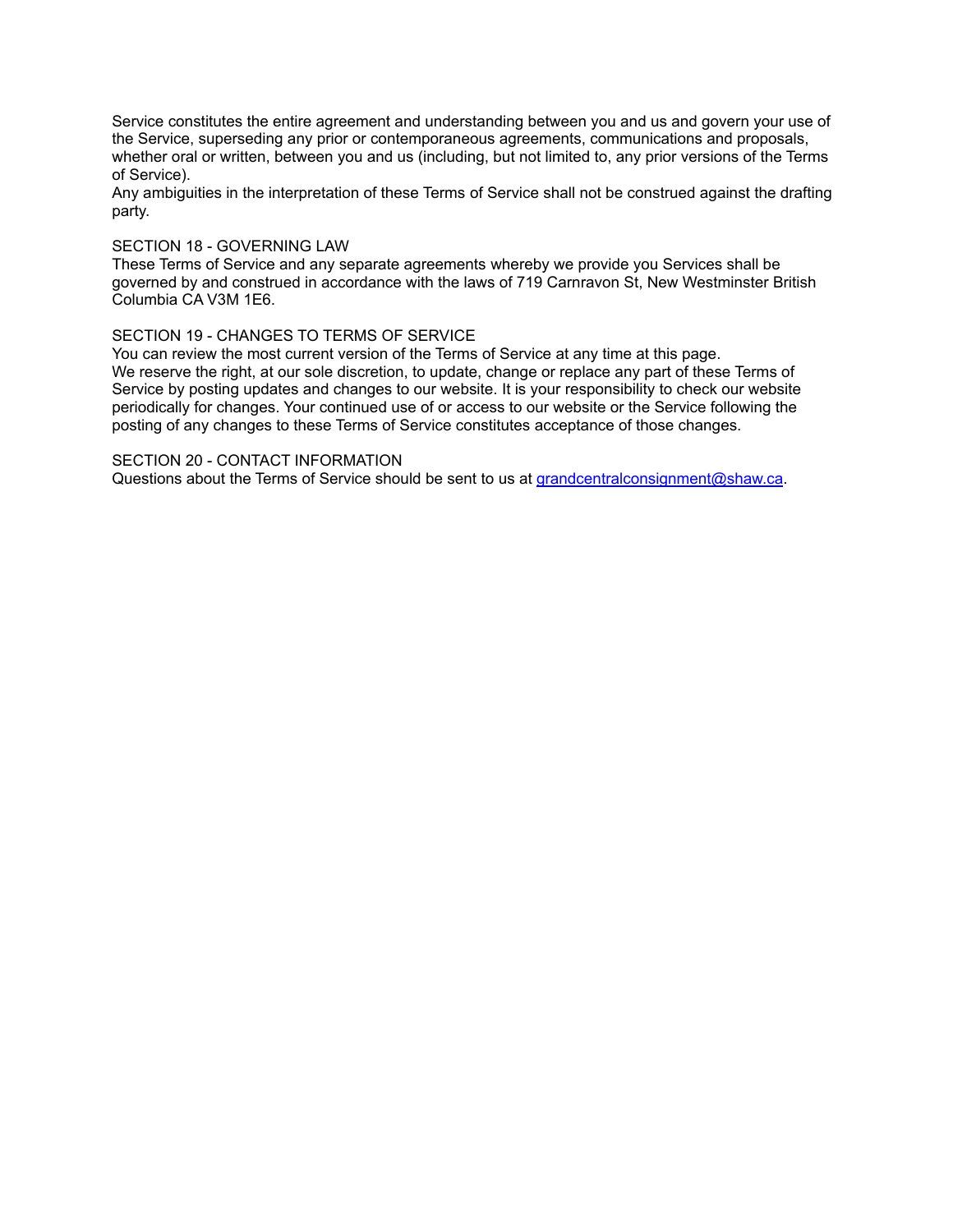Service constitutes the entire agreement and understanding between you and us and govern your use of the Service, superseding any prior or contemporaneous agreements, communications and proposals, whether oral or written, between you and us (including, but not limited to, any prior versions of the Terms of Service).
Any ambiguities in the interpretation of these Terms of Service shall not be construed against the drafting party.

SECTION 18 - GOVERNING LAW
These Terms of Service and any separate agreements whereby we provide you Services shall be governed by and construed in accordance with the laws of 719 Carnravon St, New Westminster British Columbia CA V3M 1E6.

SECTION 19 - CHANGES TO TERMS OF SERVICE
You can review the most current version of the Terms of Service at any time at this page.
We reserve the right, at our sole discretion, to update, change or replace any part of these Terms of Service by posting updates and changes to our website. It is your responsibility to check our website periodically for changes. Your continued use of or access to our website or the Service following the posting of any changes to these Terms of Service constitutes acceptance of those changes.

SECTION 20 - CONTACT INFORMATION
Questions about the Terms of Service should be sent to us at [grandcentralconsignment@shaw.ca](mailto:grandcentralconsignment@shaw.ca).